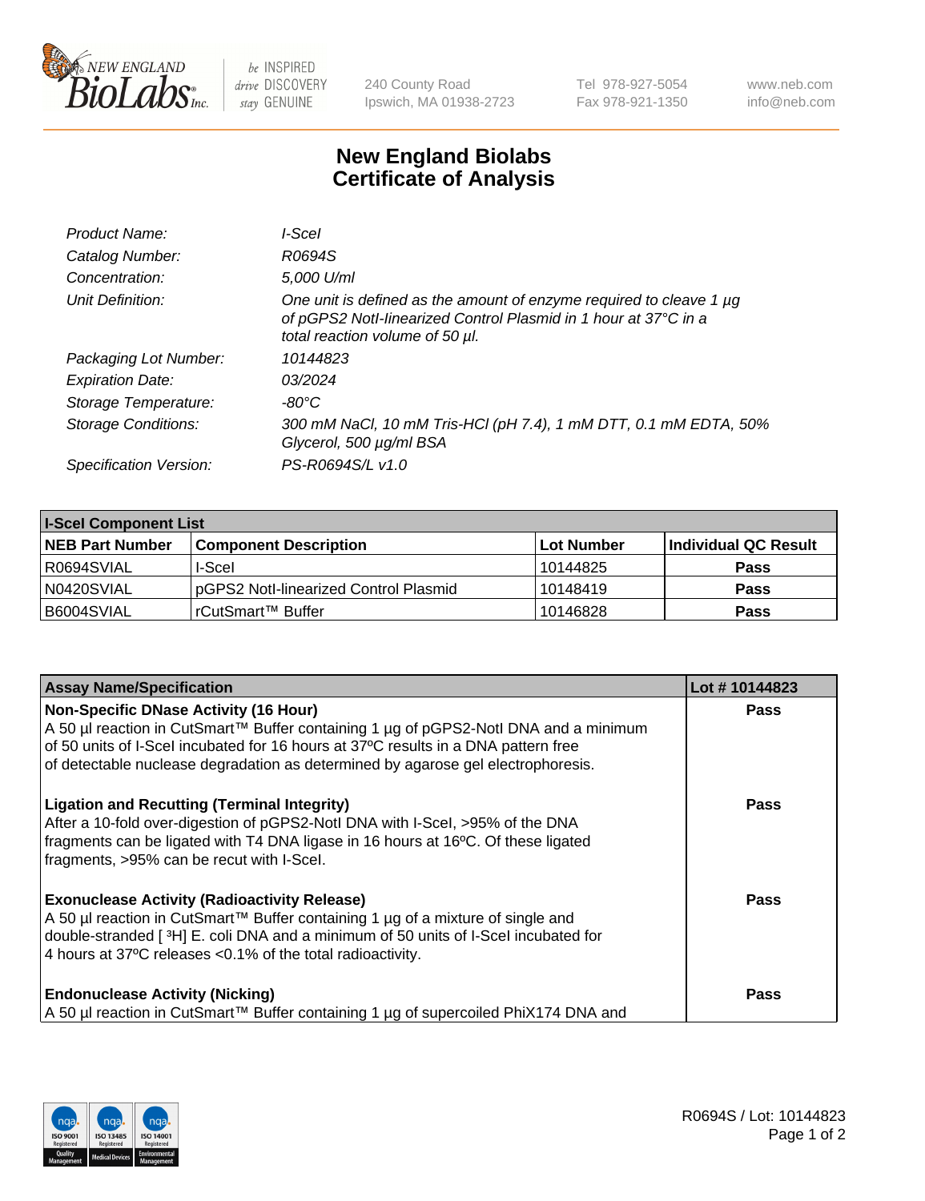# New England Biolabs
## Certificate of Analysis

| | |
|---|---|
| *Product Name:* | *I-SceI* |
| *Catalog Number:* | *R0694S* |
| *Concentration:* | *5,000 U/ml* |
| *Unit Definition:* | *One unit is defined as the amount of enzyme required to cleave 1 µg of pGPS2 NotI-linearized Control Plasmid in 1 hour at 37°C in a total reaction volume of 50 µl.* |
| *Packaging Lot Number:* | *10144823* |
| *Expiration Date:* | *03/2024* |
| *Storage Temperature:* | *-80°C* |
| *Storage Conditions:* | *300 mM NaCl, 10 mM Tris-HCl (pH 7.4), 1 mM DTT, 0.1 mM EDTA, 50% Glycerol, 500 µg/ml BSA* |
| *Specification Version:* | *PS-R0694S/L v1.0* |

| **I-SceI Component List** | | | |
|---|---|---|---|
| **NEB Part Number** | **Component Description** | **Lot Number** | **Individual QC Result** |
| R0694SVIAL | I-SceI | 10144825 | **Pass** |
| N0420SVIAL | pGPS2 NotI-linearized Control Plasmid | 10148419 | **Pass** |
| B6004SVIAL | rCutSmart™ Buffer | 10146828 | **Pass** |

| **Assay Name/Specification** | **Lot # 10144823** |
|---|---|
| **Non-Specific DNase Activity (16 Hour)**<br>A 50 µl reaction in CutSmart™ Buffer containing 1 µg of pGPS2-NotI DNA and a minimum of 50 units of I-SceI incubated for 16 hours at 37ºC results in a DNA pattern free of detectable nuclease degradation as determined by agarose gel electrophoresis. | **Pass** |
| **Ligation and Recutting (Terminal Integrity)**<br>After a 10-fold over-digestion of pGPS2-NotI DNA with I-SceI, >95% of the DNA fragments can be ligated with T4 DNA ligase in 16 hours at 16ºC. Of these ligated fragments, >95% can be recut with I-SceI. | **Pass** |
| **Exonuclease Activity (Radioactivity Release)**<br>A 50 µl reaction in CutSmart™ Buffer containing 1 µg of a mixture of single and double-stranded [ $^{3}$H] E. coli DNA and a minimum of 50 units of I-SceI incubated for 4 hours at 37ºC releases <0.1% of the total radioactivity. | **Pass** |
| **Endonuclease Activity (Nicking)**<br>A 50 µl reaction in CutSmart™ Buffer containing 1 µg of supercoiled PhiX174 DNA and | **Pass** |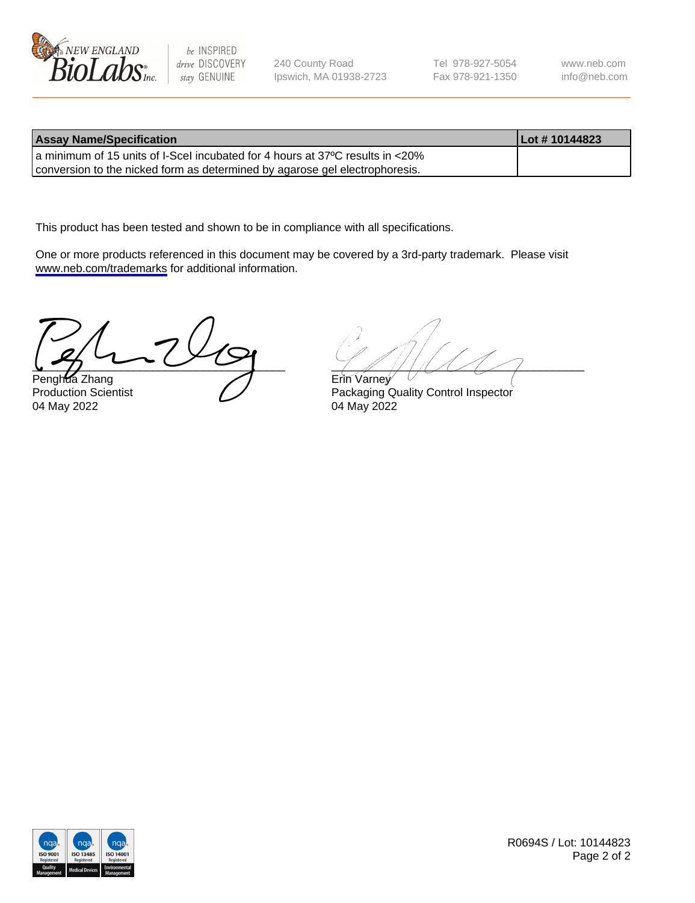| Assay Name/Specification | Lot # 10144823 |
| --- | --- |
| a minimum of 15 units of I-SceI incubated for 4 hours at 37ºC results in <20% conversion to the nicked form as determined by agarose gel electrophoresis. | |

This product has been tested and shown to be in compliance with all specifications.

One or more products referenced in this document may be covered by a 3rd-party trademark. Please visit www.neb.com/trademarks for additional information.

Penghua Zhang
Production Scientist
04 May 2022

Erin Varney
Packaging Quality Control Inspector
04 May 2022

R0694S / Lot: 10144823